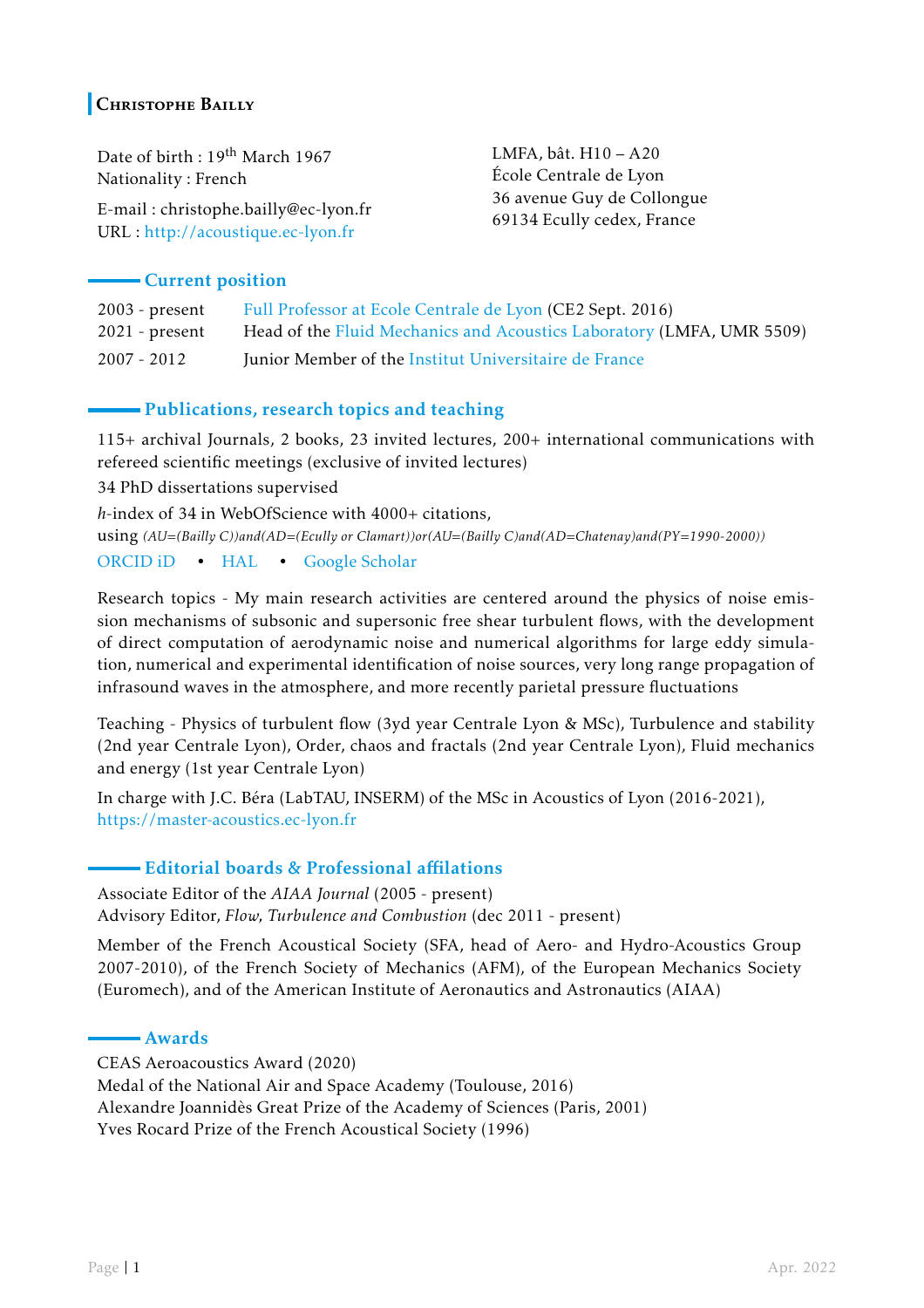# Christophe Bailly

Date of birth : 19th March 1967
Nationality : French

E-mail : christophe.bailly@ec-lyon.fr
URL : http://acoustique.ec-lyon.fr

LMFA, bât. H10 – A20
École Centrale de Lyon
36 avenue Guy de Collongue
69134 Ecully cedex, France

## Current position

| | |
|---|---|
| 2003 - present | Full Professor at Ecole Centrale de Lyon (CE2 Sept. 2016) |
| 2021 - present | Head of the Fluid Mechanics and Acoustics Laboratory (LMFA, UMR 5509) |
| 2007 - 2012 | Junior Member of the Institut Universitaire de France |

## Publications, research topics and teaching

115+ archival Journals, 2 books, 23 invited lectures, 200+ international communications with refereed scientific meetings (exclusive of invited lectures)

34 PhD dissertations supervised

*h*-index of 34 in WebOfScience with 4000+ citations,
using *(AU=(Bailly C))and(AD=(Ecully or Clamart))or(AU=(Bailly C)and(AD=Chatenay)and(PY=1990-2000))*

ORCID iD • HAL • Google Scholar

Research topics - My main research activities are centered around the physics of noise emission mechanisms of subsonic and supersonic free shear turbulent flows, with the development of direct computation of aerodynamic noise and numerical algorithms for large eddy simulation, numerical and experimental identification of noise sources, very long range propagation of infrasound waves in the atmosphere, and more recently parietal pressure fluctuations

Teaching - Physics of turbulent flow (3yd year Centrale Lyon & MSc), Turbulence and stability (2nd year Centrale Lyon), Order, chaos and fractals (2nd year Centrale Lyon), Fluid mechanics and energy (1st year Centrale Lyon)

In charge with J.C. Béra (LabTAU, INSERM) of the MSc in Acoustics of Lyon (2016-2021), https://master-acoustics.ec-lyon.fr

## Editorial boards & Professional affilations

Associate Editor of the *AIAA Journal* (2005 - present)
Advisory Editor, *Flow*, *Turbulence and Combustion* (dec 2011 - present)

Member of the French Acoustical Society (SFA, head of Aero- and Hydro-Acoustics Group 2007-2010), of the French Society of Mechanics (AFM), of the European Mechanics Society (Euromech), and of the American Institute of Aeronautics and Astronautics (AIAA)

## Awards

CEAS Aeroacoustics Award (2020)
Medal of the National Air and Space Academy (Toulouse, 2016)
Alexandre Joannidès Great Prize of the Academy of Sciences (Paris, 2001)
Yves Rocard Prize of the French Acoustical Society (1996)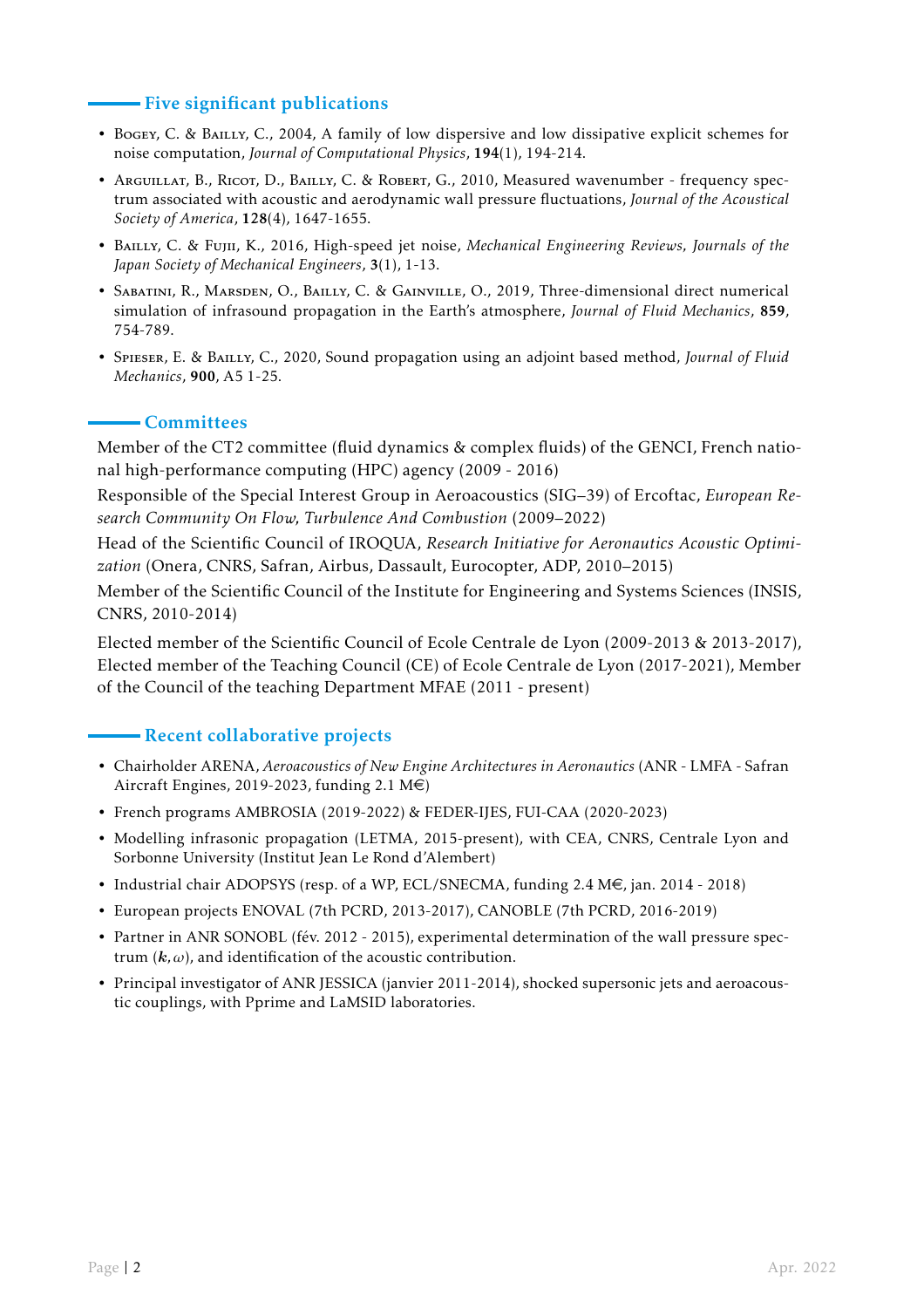## Five significant publications

- Bogey, C. & Bailly, C., 2004, A family of low dispersive and low dissipative explicit schemes for noise computation, *Journal of Computational Physics*, **194**(1), 194-214.
- Arguillat, B., Ricot, D., Bailly, C. & Robert, G., 2010, Measured wavenumber - frequency spectrum associated with acoustic and aerodynamic wall pressure fluctuations, *Journal of the Acoustical Society of America*, **128**(4), 1647-1655.
- Bailly, C. & Fujii, K., 2016, High-speed jet noise, *Mechanical Engineering Reviews*, *Journals of the Japan Society of Mechanical Engineers*, **3**(1), 1-13.
- Sabatini, R., Marsden, O., Bailly, C. & Gainville, O., 2019, Three-dimensional direct numerical simulation of infrasound propagation in the Earth's atmosphere, *Journal of Fluid Mechanics*, **859**, 754-789.
- Spieser, E. & Bailly, C., 2020, Sound propagation using an adjoint based method, *Journal of Fluid Mechanics*, **900**, A5 1-25.

## Committees

Member of the CT2 committee (fluid dynamics & complex fluids) of the GENCI, French national high-performance computing (HPC) agency (2009 - 2016)

Responsible of the Special Interest Group in Aeroacoustics (SIG–39) of Ercoftac, *European Research Community On Flow, Turbulence And Combustion* (2009–2022)

Head of the Scientific Council of IROQUA, *Research Initiative for Aeronautics Acoustic Optimization* (Onera, CNRS, Safran, Airbus, Dassault, Eurocopter, ADP, 2010–2015)

Member of the Scientific Council of the Institute for Engineering and Systems Sciences (INSIS, CNRS, 2010-2014)

Elected member of the Scientific Council of Ecole Centrale de Lyon (2009-2013 & 2013-2017), Elected member of the Teaching Council (CE) of Ecole Centrale de Lyon (2017-2021), Member of the Council of the teaching Department MFAE (2011 - present)

## Recent collaborative projects

- Chairholder ARENA, *Aeroacoustics of New Engine Architectures in Aeronautics* (ANR - LMFA - Safran Aircraft Engines, 2019-2023, funding 2.1 M€)
- French programs AMBROSIA (2019-2022) & FEDER-IJES, FUI-CAA (2020-2023)
- Modelling infrasonic propagation (LETMA, 2015-present), with CEA, CNRS, Centrale Lyon and Sorbonne University (Institut Jean Le Rond d'Alembert)
- Industrial chair ADOPSYS (resp. of a WP, ECL/SNECMA, funding 2.4 M€, jan. 2014 - 2018)
- European projects ENOVAL (7th PCRD, 2013-2017), CANOBLE (7th PCRD, 2016-2019)
- Partner in ANR SONOBL (fév. 2012 - 2015), experimental determination of the wall pressure spectrum $(\boldsymbol{k}, \omega)$, and identification of the acoustic contribution.
- Principal investigator of ANR JESSICA (janvier 2011-2014), shocked supersonic jets and aeroacoustic couplings, with Pprime and LaMSID laboratories.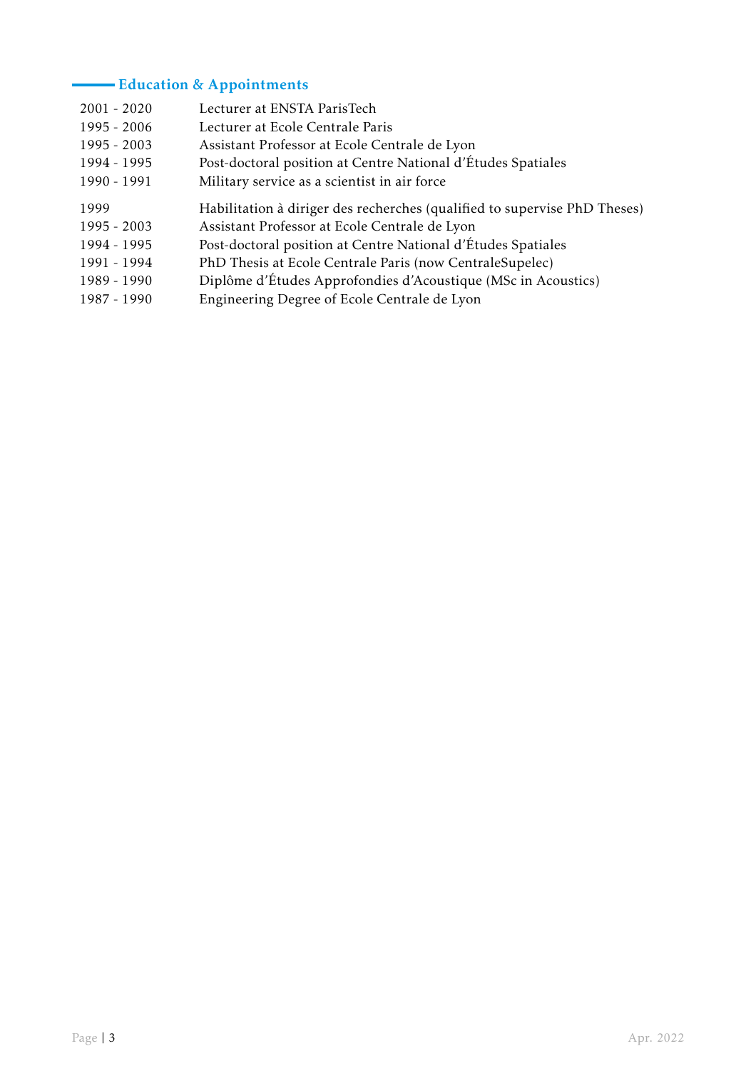## Education & Appointments

| | |
|---|---|
| 2001 - 2020 | Lecturer at ENSTA ParisTech |
| 1995 - 2006 | Lecturer at Ecole Centrale Paris |
| 1995 - 2003 | Assistant Professor at Ecole Centrale de Lyon |
| 1994 - 1995 | Post-doctoral position at Centre National d'Études Spatiales |
| 1990 - 1991 | Military service as a scientist in air force |
| 1999 | Habilitation à diriger des recherches (qualified to supervise PhD Theses) |
| 1995 - 2003 | Assistant Professor at Ecole Centrale de Lyon |
| 1994 - 1995 | Post-doctoral position at Centre National d'Études Spatiales |
| 1991 - 1994 | PhD Thesis at Ecole Centrale Paris (now CentraleSupelec) |
| 1989 - 1990 | Diplôme d'Études Approfondies d'Acoustique (MSc in Acoustics) |
| 1987 - 1990 | Engineering Degree of Ecole Centrale de Lyon |